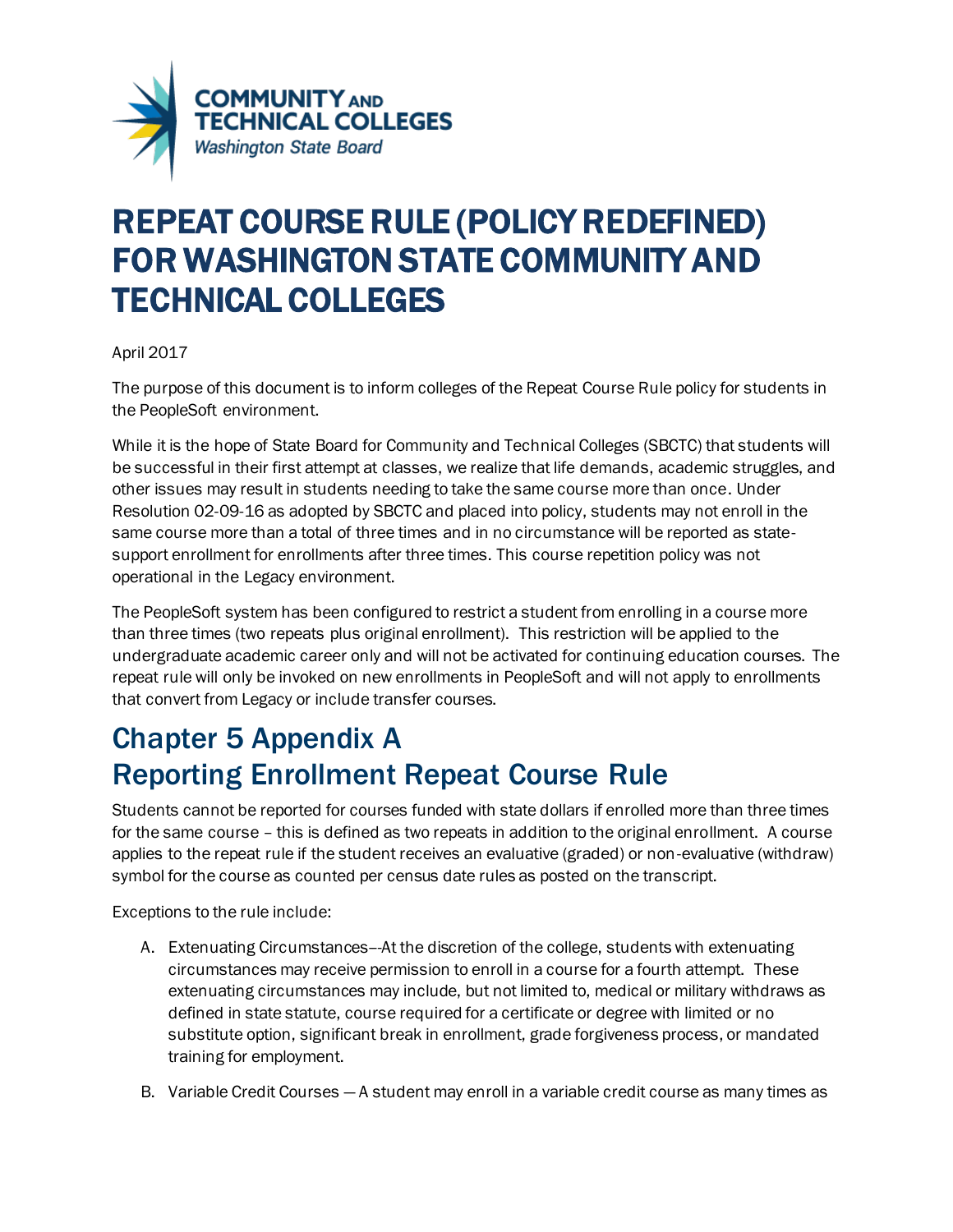COMMUNITY AND TECHNICAL COLLEGES
*Washington State Board*

# REPEAT COURSE RULE (POLICY REDEFINED) FOR WASHINGTON STATE COMMUNITY AND TECHNICAL COLLEGES

April 2017

The purpose of this document is to inform colleges of the Repeat Course Rule policy for students in the PeopleSoft environment.

While it is the hope of State Board for Community and Technical Colleges (SBCTC) that students will be successful in their first attempt at classes, we realize that life demands, academic struggles, and other issues may result in students needing to take the same course more than once. Under Resolution 02-09-16 as adopted by SBCTC and placed into policy, students may not enroll in the same course more than a total of three times and in no circumstance will be reported as state-support enrollment for enrollments after three times. This course repetition policy was not operational in the Legacy environment.

The PeopleSoft system has been configured to restrict a student from enrolling in a course more than three times (two repeats plus original enrollment). This restriction will be applied to the undergraduate academic career only and will not be activated for continuing education courses. The repeat rule will only be invoked on new enrollments in PeopleSoft and will not apply to enrollments that convert from Legacy or include transfer courses.

## Chapter 5 Appendix A
## Reporting Enrollment Repeat Course Rule

Students cannot be reported for courses funded with state dollars if enrolled more than three times for the same course – this is defined as two repeats in addition to the original enrollment. A course applies to the repeat rule if the student receives an evaluative (graded) or non-evaluative (withdraw) symbol for the course as counted per census date rules as posted on the transcript.

Exceptions to the rule include:

A. Extenuating Circumstances--At the discretion of the college, students with extenuating circumstances may receive permission to enroll in a course for a fourth attempt. These extenuating circumstances may include, but not limited to, medical or military withdraws as defined in state statute, course required for a certificate or degree with limited or no substitute option, significant break in enrollment, grade forgiveness process, or mandated training for employment.

B. Variable Credit Courses — A student may enroll in a variable credit course as many times as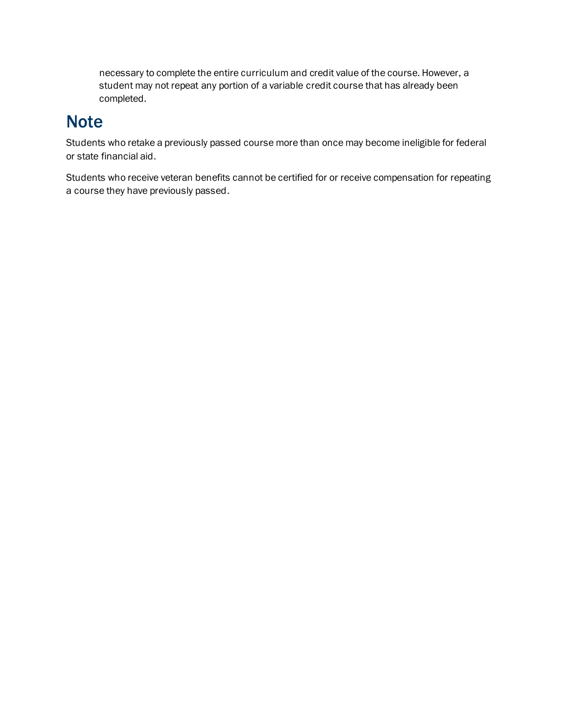necessary to complete the entire curriculum and credit value of the course. However, a student may not repeat any portion of a variable credit course that has already been completed.

## Note

Students who retake a previously passed course more than once may become ineligible for federal or state financial aid.

Students who receive veteran benefits cannot be certified for or receive compensation for repeating a course they have previously passed.